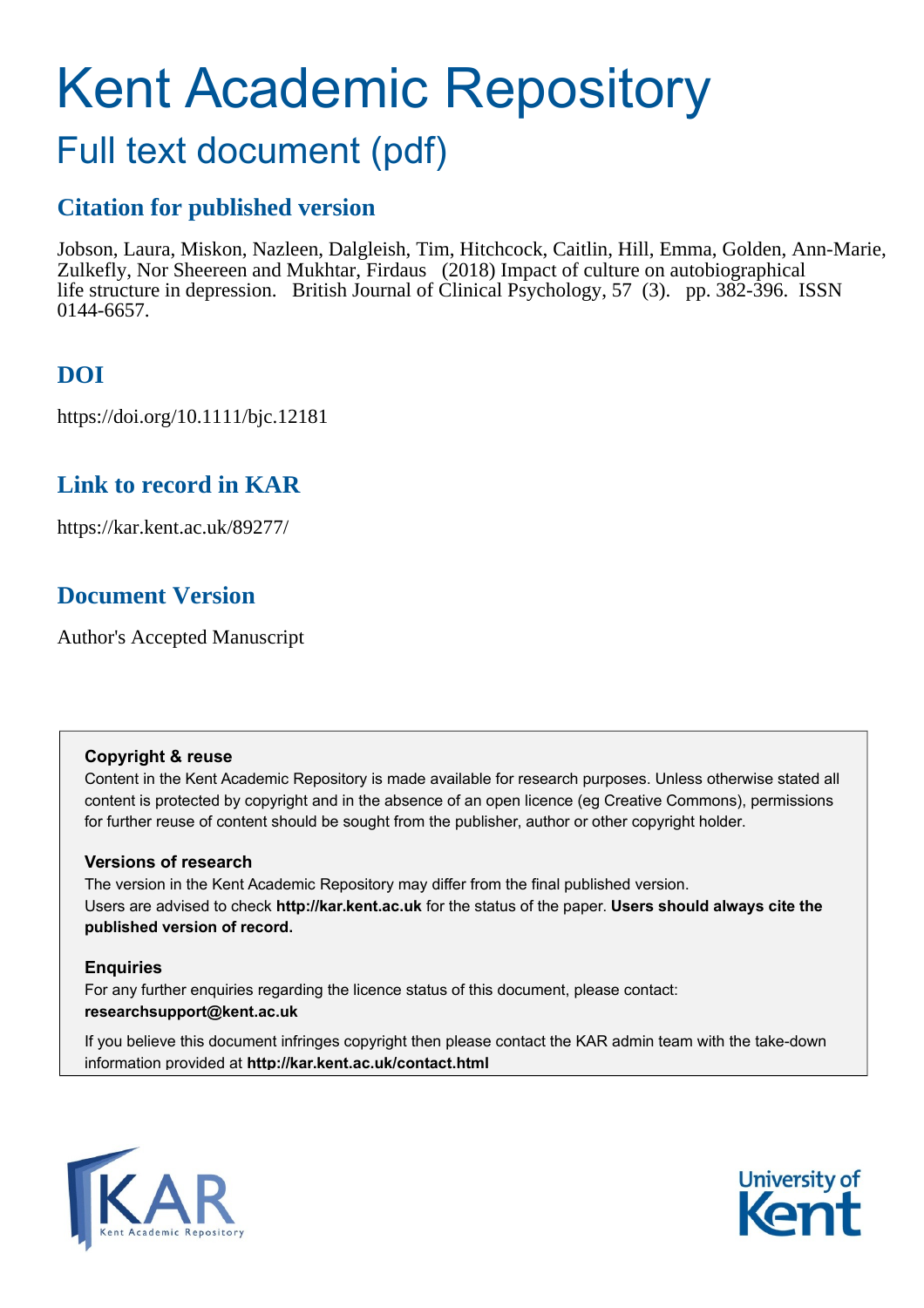# Kent Academic Repository

## Full text document (pdf)

## Citation for published version

Jobson, Laura, Miskon, Nazleen, Dalgleish, Tim, Hitchcock, Caitlin, Hill, Emma, Golden, Ann-Marie, Zulkefly, Nor Sheereen and Mukhtar, Firdaus (2018) Impact of culture on autobiographical life structure in depression. British Journal of Clinical Psychology, 57 (3). pp. 382-396. ISSN 0144-6657.

## DOI

https://doi.org/10.1111/bjc.12181

## Link to record in KAR

https://kar.kent.ac.uk/89277/

## Document Version

Author's Accepted Manuscript

**Copyright & reuse**

Content in the Kent Academic Repository is made available for research purposes. Unless otherwise stated all content is protected by copyright and in the absence of an open licence (eg Creative Commons), permissions for further reuse of content should be sought from the publisher, author or other copyright holder.

**Versions of research**

The version in the Kent Academic Repository may differ from the final published version. Users are advised to check **http://kar.kent.ac.uk** for the status of the paper. **Users should always cite the published version of record.**

**Enquiries**

For any further enquiries regarding the licence status of this document, please contact: **researchsupport@kent.ac.uk**

If you believe this document infringes copyright then please contact the KAR admin team with the take-down information provided at **http://kar.kent.ac.uk/contact.html**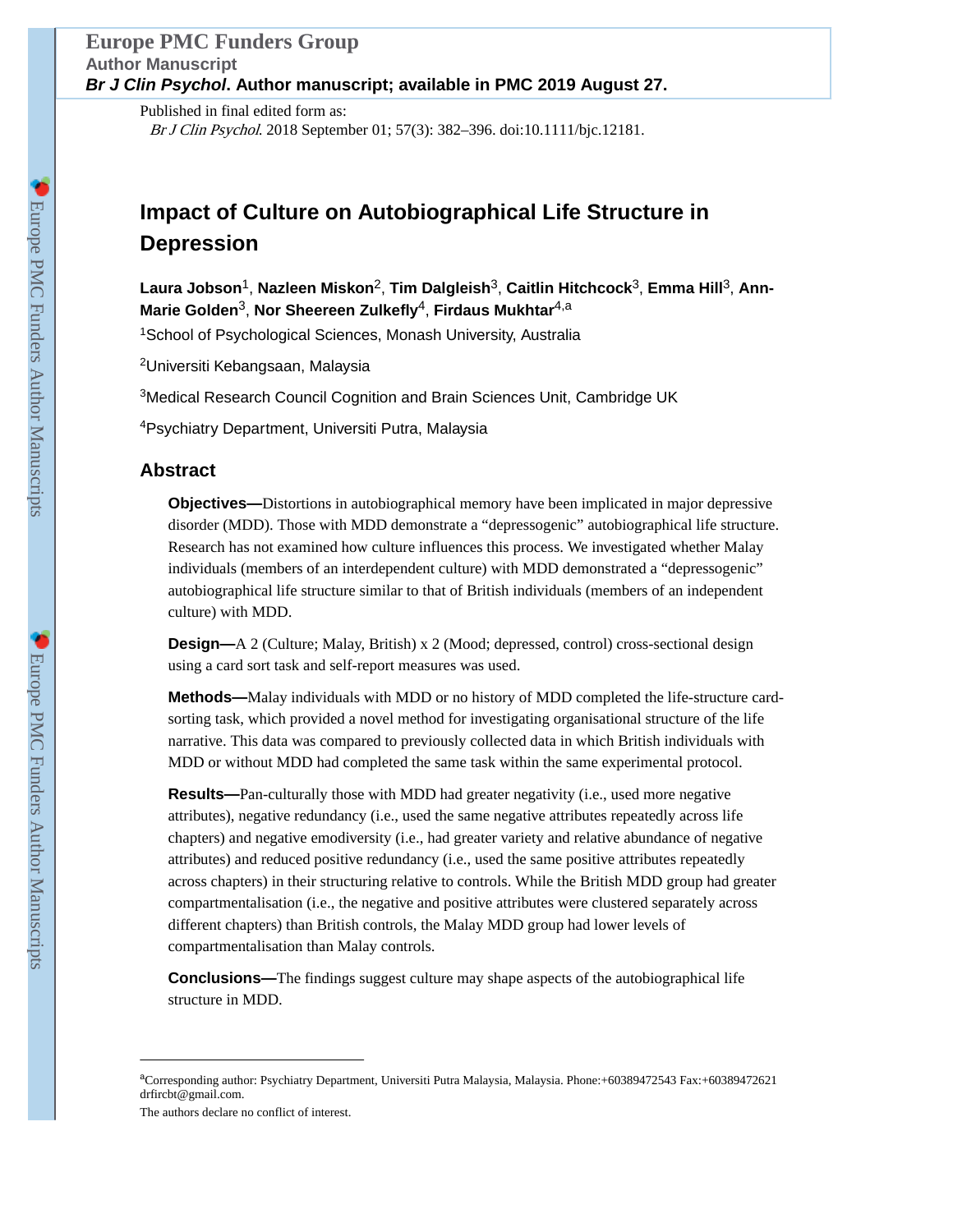Published in final edited form as:

*Br J Clin Psychol*. 2018 September 01; 57(3): 382–396. doi:10.1111/bjc.12181.

# Impact of Culture on Autobiographical Life Structure in Depression

**Laura Jobson**[1], **Nazleen Miskon**[2], **Tim Dalgleish**[3], **Caitlin Hitchcock**[3], **Emma Hill**[3], **Ann-Marie Golden**[3], **Nor Sheereen Zulkefly**[4], **Firdaus Mukhtar**[4,a]

[1]School of Psychological Sciences, Monash University, Australia

[2]Universiti Kebangsaan, Malaysia

[3]Medical Research Council Cognition and Brain Sciences Unit, Cambridge UK

[4]Psychiatry Department, Universiti Putra, Malaysia

## Abstract

**Objectives—**Distortions in autobiographical memory have been implicated in major depressive disorder (MDD). Those with MDD demonstrate a "depressogenic" autobiographical life structure. Research has not examined how culture influences this process. We investigated whether Malay individuals (members of an interdependent culture) with MDD demonstrated a "depressogenic" autobiographical life structure similar to that of British individuals (members of an independent culture) with MDD.

**Design—**A 2 (Culture; Malay, British) x 2 (Mood; depressed, control) cross-sectional design using a card sort task and self-report measures was used.

**Methods—**Malay individuals with MDD or no history of MDD completed the life-structure card-sorting task, which provided a novel method for investigating organisational structure of the life narrative. This data was compared to previously collected data in which British individuals with MDD or without MDD had completed the same task within the same experimental protocol.

**Results—**Pan-culturally those with MDD had greater negativity (i.e., used more negative attributes), negative redundancy (i.e., used the same negative attributes repeatedly across life chapters) and negative emodiversity (i.e., had greater variety and relative abundance of negative attributes) and reduced positive redundancy (i.e., used the same positive attributes repeatedly across chapters) in their structuring relative to controls. While the British MDD group had greater compartmentalisation (i.e., the negative and positive attributes were clustered separately across different chapters) than British controls, the Malay MDD group had lower levels of compartmentalisation than Malay controls.

**Conclusions—**The findings suggest culture may shape aspects of the autobiographical life structure in MDD.

---

[a]Corresponding author: Psychiatry Department, Universiti Putra Malaysia, Malaysia. Phone:+60389472543 Fax:+60389472621 drfircbt@gmail.com.

The authors declare no conflict of interest.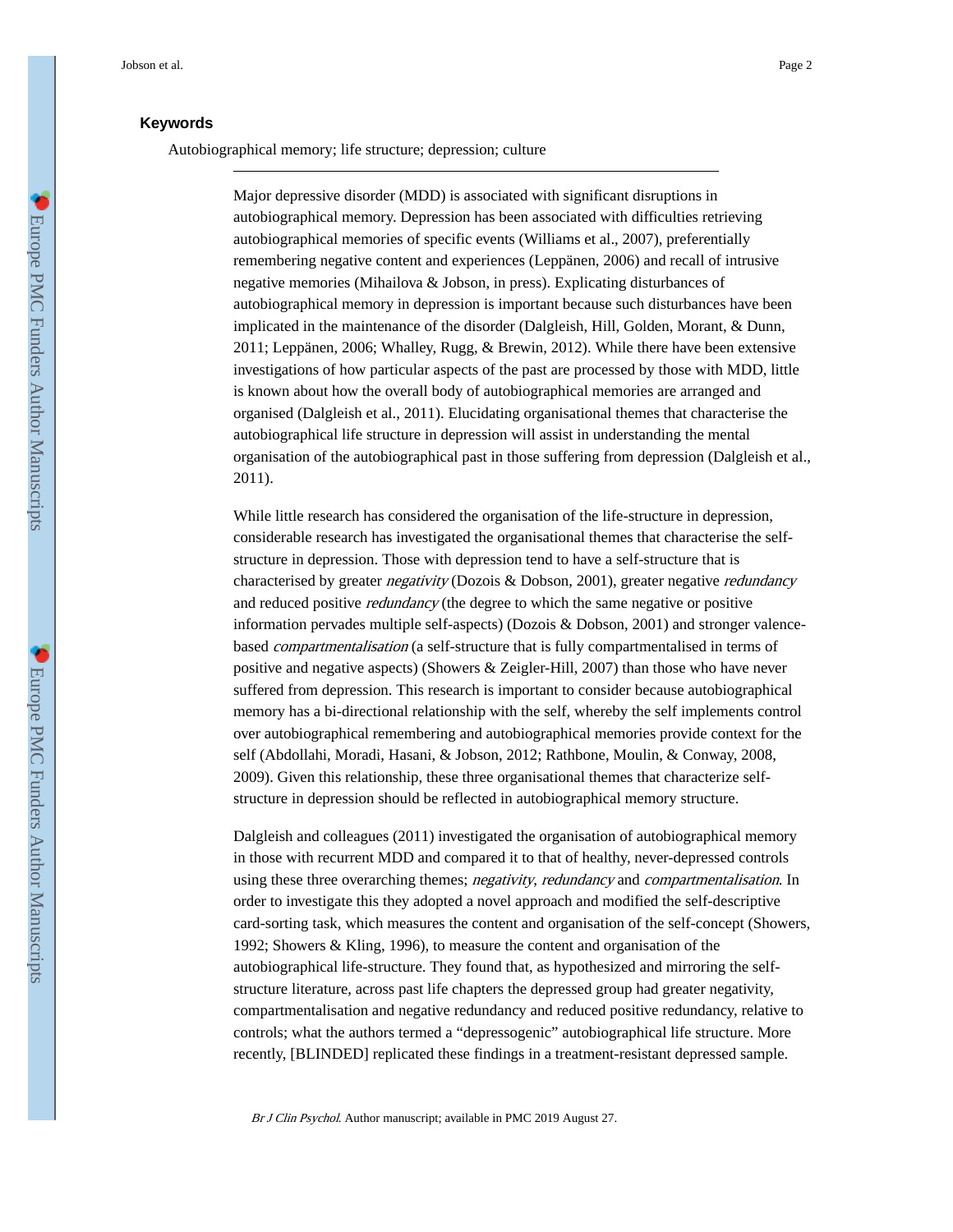## Keywords

Autobiographical memory; life structure; depression; culture

---

Major depressive disorder (MDD) is associated with significant disruptions in autobiographical memory. Depression has been associated with difficulties retrieving autobiographical memories of specific events (Williams et al., 2007), preferentially remembering negative content and experiences (Leppänen, 2006) and recall of intrusive negative memories (Mihailova & Jobson, in press). Explicating disturbances of autobiographical memory in depression is important because such disturbances have been implicated in the maintenance of the disorder (Dalgleish, Hill, Golden, Morant, & Dunn, 2011; Leppänen, 2006; Whalley, Rugg, & Brewin, 2012). While there have been extensive investigations of how particular aspects of the past are processed by those with MDD, little is known about how the overall body of autobiographical memories are arranged and organised (Dalgleish et al., 2011). Elucidating organisational themes that characterise the autobiographical life structure in depression will assist in understanding the mental organisation of the autobiographical past in those suffering from depression (Dalgleish et al., 2011).

While little research has considered the organisation of the life-structure in depression, considerable research has investigated the organisational themes that characterise the self-structure in depression. Those with depression tend to have a self-structure that is characterised by greater *negativity* (Dozois & Dobson, 2001), greater negative *redundancy* and reduced positive *redundancy* (the degree to which the same negative or positive information pervades multiple self-aspects) (Dozois & Dobson, 2001) and stronger valence-based *compartmentalisation* (a self-structure that is fully compartmentalised in terms of positive and negative aspects) (Showers & Zeigler-Hill, 2007) than those who have never suffered from depression. This research is important to consider because autobiographical memory has a bi-directional relationship with the self, whereby the self implements control over autobiographical remembering and autobiographical memories provide context for the self (Abdollahi, Moradi, Hasani, & Jobson, 2012; Rathbone, Moulin, & Conway, 2008, 2009). Given this relationship, these three organisational themes that characterize self-structure in depression should be reflected in autobiographical memory structure.

Dalgleish and colleagues (2011) investigated the organisation of autobiographical memory in those with recurrent MDD and compared it to that of healthy, never-depressed controls using these three overarching themes; *negativity*, *redundancy* and *compartmentalisation*. In order to investigate this they adopted a novel approach and modified the self-descriptive card-sorting task, which measures the content and organisation of the self-concept (Showers, 1992; Showers & Kling, 1996), to measure the content and organisation of the autobiographical life-structure. They found that, as hypothesized and mirroring the self-structure literature, across past life chapters the depressed group had greater negativity, compartmentalisation and negative redundancy and reduced positive redundancy, relative to controls; what the authors termed a "depressogenic" autobiographical life structure. More recently, [BLINDED] replicated these findings in a treatment-resistant depressed sample.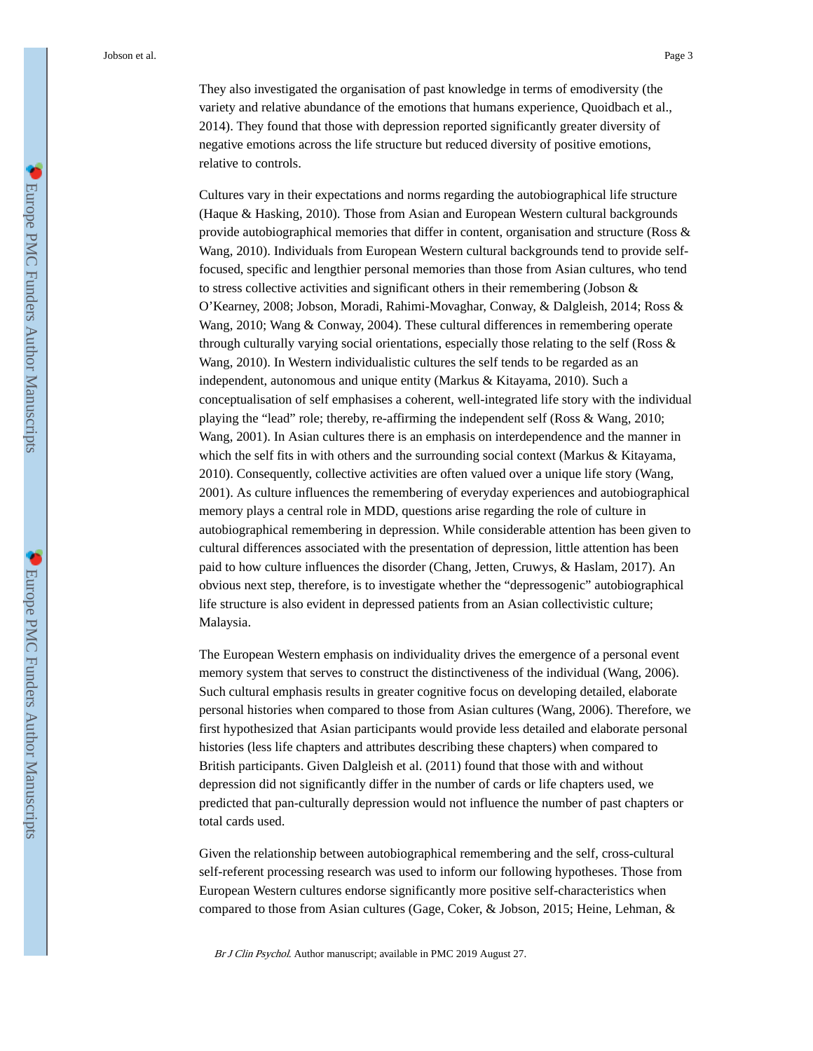They also investigated the organisation of past knowledge in terms of emodiversity (the variety and relative abundance of the emotions that humans experience, Quoidbach et al., 2014). They found that those with depression reported significantly greater diversity of negative emotions across the life structure but reduced diversity of positive emotions, relative to controls.

Cultures vary in their expectations and norms regarding the autobiographical life structure (Haque & Hasking, 2010). Those from Asian and European Western cultural backgrounds provide autobiographical memories that differ in content, organisation and structure (Ross & Wang, 2010). Individuals from European Western cultural backgrounds tend to provide self-focused, specific and lengthier personal memories than those from Asian cultures, who tend to stress collective activities and significant others in their remembering (Jobson & O'Kearney, 2008; Jobson, Moradi, Rahimi-Movaghar, Conway, & Dalgleish, 2014; Ross & Wang, 2010; Wang & Conway, 2004). These cultural differences in remembering operate through culturally varying social orientations, especially those relating to the self (Ross & Wang, 2010). In Western individualistic cultures the self tends to be regarded as an independent, autonomous and unique entity (Markus & Kitayama, 2010). Such a conceptualisation of self emphasises a coherent, well-integrated life story with the individual playing the "lead" role; thereby, re-affirming the independent self (Ross & Wang, 2010; Wang, 2001). In Asian cultures there is an emphasis on interdependence and the manner in which the self fits in with others and the surrounding social context (Markus & Kitayama, 2010). Consequently, collective activities are often valued over a unique life story (Wang, 2001). As culture influences the remembering of everyday experiences and autobiographical memory plays a central role in MDD, questions arise regarding the role of culture in autobiographical remembering in depression. While considerable attention has been given to cultural differences associated with the presentation of depression, little attention has been paid to how culture influences the disorder (Chang, Jetten, Cruwys, & Haslam, 2017). An obvious next step, therefore, is to investigate whether the "depressogenic" autobiographical life structure is also evident in depressed patients from an Asian collectivistic culture; Malaysia.

The European Western emphasis on individuality drives the emergence of a personal event memory system that serves to construct the distinctiveness of the individual (Wang, 2006). Such cultural emphasis results in greater cognitive focus on developing detailed, elaborate personal histories when compared to those from Asian cultures (Wang, 2006). Therefore, we first hypothesized that Asian participants would provide less detailed and elaborate personal histories (less life chapters and attributes describing these chapters) when compared to British participants. Given Dalgleish et al. (2011) found that those with and without depression did not significantly differ in the number of cards or life chapters used, we predicted that pan-culturally depression would not influence the number of past chapters or total cards used.

Given the relationship between autobiographical remembering and the self, cross-cultural self-referent processing research was used to inform our following hypotheses. Those from European Western cultures endorse significantly more positive self-characteristics when compared to those from Asian cultures (Gage, Coker, & Jobson, 2015; Heine, Lehman, &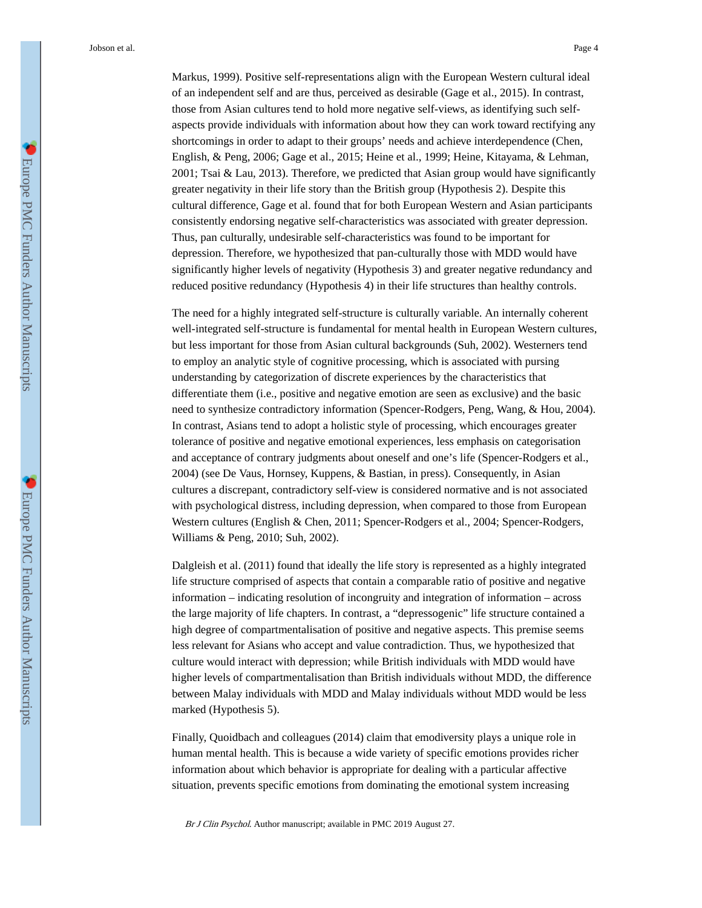Markus, 1999). Positive self-representations align with the European Western cultural ideal of an independent self and are thus, perceived as desirable (Gage et al., 2015). In contrast, those from Asian cultures tend to hold more negative self-views, as identifying such self-aspects provide individuals with information about how they can work toward rectifying any shortcomings in order to adapt to their groups' needs and achieve interdependence (Chen, English, & Peng, 2006; Gage et al., 2015; Heine et al., 1999; Heine, Kitayama, & Lehman, 2001; Tsai & Lau, 2013). Therefore, we predicted that Asian group would have significantly greater negativity in their life story than the British group (Hypothesis 2). Despite this cultural difference, Gage et al. found that for both European Western and Asian participants consistently endorsing negative self-characteristics was associated with greater depression. Thus, pan culturally, undesirable self-characteristics was found to be important for depression. Therefore, we hypothesized that pan-culturally those with MDD would have significantly higher levels of negativity (Hypothesis 3) and greater negative redundancy and reduced positive redundancy (Hypothesis 4) in their life structures than healthy controls.

The need for a highly integrated self-structure is culturally variable. An internally coherent well-integrated self-structure is fundamental for mental health in European Western cultures, but less important for those from Asian cultural backgrounds (Suh, 2002). Westerners tend to employ an analytic style of cognitive processing, which is associated with pursing understanding by categorization of discrete experiences by the characteristics that differentiate them (i.e., positive and negative emotion are seen as exclusive) and the basic need to synthesize contradictory information (Spencer-Rodgers, Peng, Wang, & Hou, 2004). In contrast, Asians tend to adopt a holistic style of processing, which encourages greater tolerance of positive and negative emotional experiences, less emphasis on categorisation and acceptance of contrary judgments about oneself and one's life (Spencer-Rodgers et al., 2004) (see De Vaus, Hornsey, Kuppens, & Bastian, in press). Consequently, in Asian cultures a discrepant, contradictory self-view is considered normative and is not associated with psychological distress, including depression, when compared to those from European Western cultures (English & Chen, 2011; Spencer-Rodgers et al., 2004; Spencer-Rodgers, Williams & Peng, 2010; Suh, 2002).

Dalgleish et al. (2011) found that ideally the life story is represented as a highly integrated life structure comprised of aspects that contain a comparable ratio of positive and negative information – indicating resolution of incongruity and integration of information – across the large majority of life chapters. In contrast, a "depressogenic" life structure contained a high degree of compartmentalisation of positive and negative aspects. This premise seems less relevant for Asians who accept and value contradiction. Thus, we hypothesized that culture would interact with depression; while British individuals with MDD would have higher levels of compartmentalisation than British individuals without MDD, the difference between Malay individuals with MDD and Malay individuals without MDD would be less marked (Hypothesis 5).

Finally, Quoidbach and colleagues (2014) claim that emodiversity plays a unique role in human mental health. This is because a wide variety of specific emotions provides richer information about which behavior is appropriate for dealing with a particular affective situation, prevents specific emotions from dominating the emotional system increasing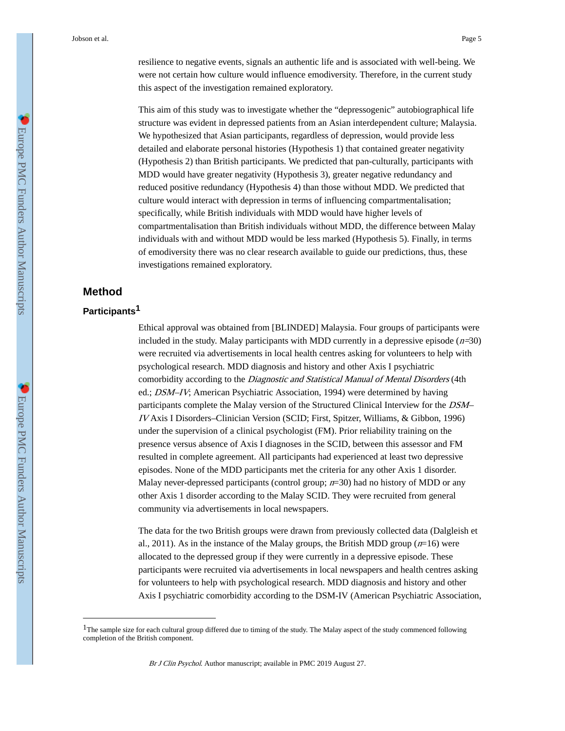resilience to negative events, signals an authentic life and is associated with well-being. We were not certain how culture would influence emodiversity. Therefore, in the current study this aspect of the investigation remained exploratory.

This aim of this study was to investigate whether the "depressogenic" autobiographical life structure was evident in depressed patients from an Asian interdependent culture; Malaysia. We hypothesized that Asian participants, regardless of depression, would provide less detailed and elaborate personal histories (Hypothesis 1) that contained greater negativity (Hypothesis 2) than British participants. We predicted that pan-culturally, participants with MDD would have greater negativity (Hypothesis 3), greater negative redundancy and reduced positive redundancy (Hypothesis 4) than those without MDD. We predicted that culture would interact with depression in terms of influencing compartmentalisation; specifically, while British individuals with MDD would have higher levels of compartmentalisation than British individuals without MDD, the difference between Malay individuals with and without MDD would be less marked (Hypothesis 5). Finally, in terms of emodiversity there was no clear research available to guide our predictions, thus, these investigations remained exploratory.

## Method

### Participants[1]

Ethical approval was obtained from [BLINDED] Malaysia. Four groups of participants were included in the study. Malay participants with MDD currently in a depressive episode ($n$=30) were recruited via advertisements in local health centres asking for volunteers to help with psychological research. MDD diagnosis and history and other Axis I psychiatric comorbidity according to the *Diagnostic and Statistical Manual of Mental Disorders* (4th ed.; *DSM–IV*; American Psychiatric Association, 1994) were determined by having participants complete the Malay version of the Structured Clinical Interview for the *DSM–IV* Axis I Disorders–Clinician Version (SCID; First, Spitzer, Williams, & Gibbon, 1996) under the supervision of a clinical psychologist (FM). Prior reliability training on the presence versus absence of Axis I diagnoses in the SCID, between this assessor and FM resulted in complete agreement. All participants had experienced at least two depressive episodes. None of the MDD participants met the criteria for any other Axis 1 disorder. Malay never-depressed participants (control group; $n$=30) had no history of MDD or any other Axis 1 disorder according to the Malay SCID. They were recruited from general community via advertisements in local newspapers.

The data for the two British groups were drawn from previously collected data (Dalgleish et al., 2011). As in the instance of the Malay groups, the British MDD group ($n$=16) were allocated to the depressed group if they were currently in a depressive episode. These participants were recruited via advertisements in local newspapers and health centres asking for volunteers to help with psychological research. MDD diagnosis and history and other Axis I psychiatric comorbidity according to the DSM-IV (American Psychiatric Association,

[1]The sample size for each cultural group differed due to timing of the study. The Malay aspect of the study commenced following completion of the British component.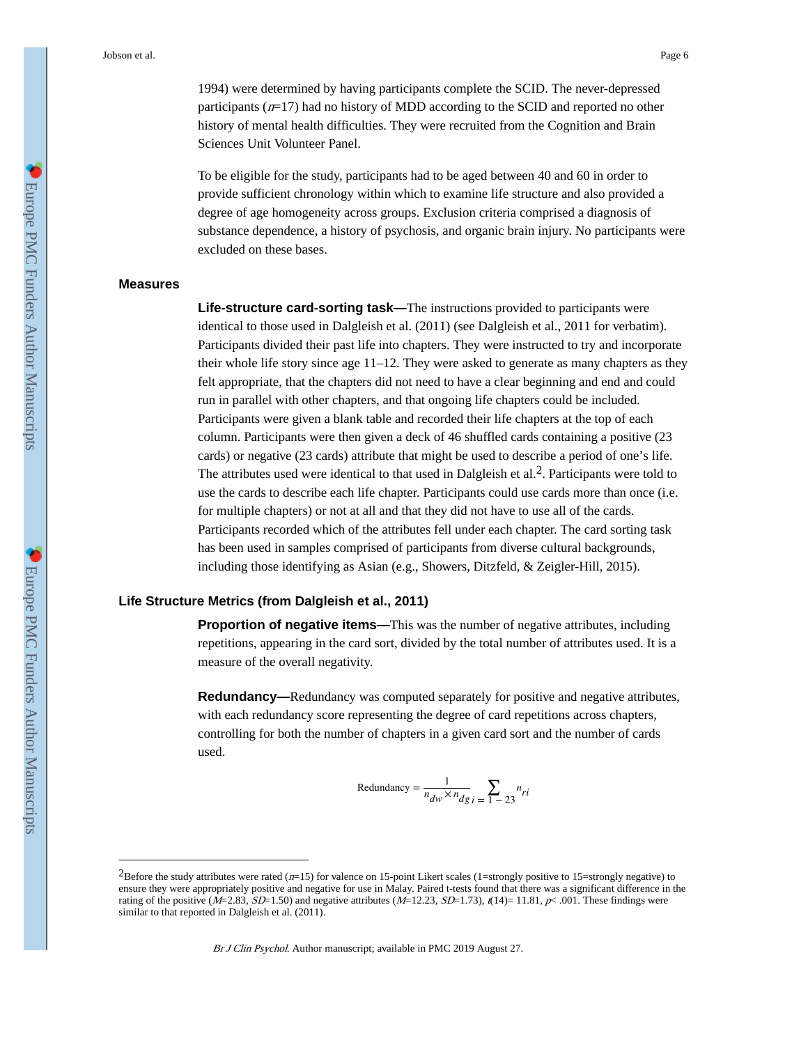1994) were determined by having participants complete the SCID. The never-depressed participants ($n$=17) had no history of MDD according to the SCID and reported no other history of mental health difficulties. They were recruited from the Cognition and Brain Sciences Unit Volunteer Panel.

To be eligible for the study, participants had to be aged between 40 and 60 in order to provide sufficient chronology within which to examine life structure and also provided a degree of age homogeneity across groups. Exclusion criteria comprised a diagnosis of substance dependence, a history of psychosis, and organic brain injury. No participants were excluded on these bases.

## Measures

**Life-structure card-sorting task—**The instructions provided to participants were identical to those used in Dalgleish et al. (2011) (see Dalgleish et al., 2011 for verbatim). Participants divided their past life into chapters. They were instructed to try and incorporate their whole life story since age 11–12. They were asked to generate as many chapters as they felt appropriate, that the chapters did not need to have a clear beginning and end and could run in parallel with other chapters, and that ongoing life chapters could be included. Participants were given a blank table and recorded their life chapters at the top of each column. Participants were then given a deck of 46 shuffled cards containing a positive (23 cards) or negative (23 cards) attribute that might be used to describe a period of one's life. The attributes used were identical to that used in Dalgleish et al.[2]. Participants were told to use the cards to describe each life chapter. Participants could use cards more than once (i.e. for multiple chapters) or not at all and that they did not have to use all of the cards. Participants recorded which of the attributes fell under each chapter. The card sorting task has been used in samples comprised of participants from diverse cultural backgrounds, including those identifying as Asian (e.g., Showers, Ditzfeld, & Zeigler-Hill, 2015).

## Life Structure Metrics (from Dalgleish et al., 2011)

**Proportion of negative items—**This was the number of negative attributes, including repetitions, appearing in the card sort, divided by the total number of attributes used. It is a measure of the overall negativity.

**Redundancy—**Redundancy was computed separately for positive and negative attributes, with each redundancy score representing the degree of card repetitions across chapters, controlling for both the number of chapters in a given card sort and the number of cards used.

$$\text{Redundancy} = \frac{1}{n_{dw} \times n_{dg}} \sum_{i = 1-23} n_{ri}$$

---

[2]Before the study attributes were rated ($n$=15) for valence on 15-point Likert scales (1=strongly positive to 15=strongly negative) to ensure they were appropriately positive and negative for use in Malay. Paired t-tests found that there was a significant difference in the rating of the positive ($M$=2.83, $SD$=1.50) and negative attributes ($M$=12.23, $SD$=1.73), $t(14)$= 11.81, $p$< .001. These findings were similar to that reported in Dalgleish et al. (2011).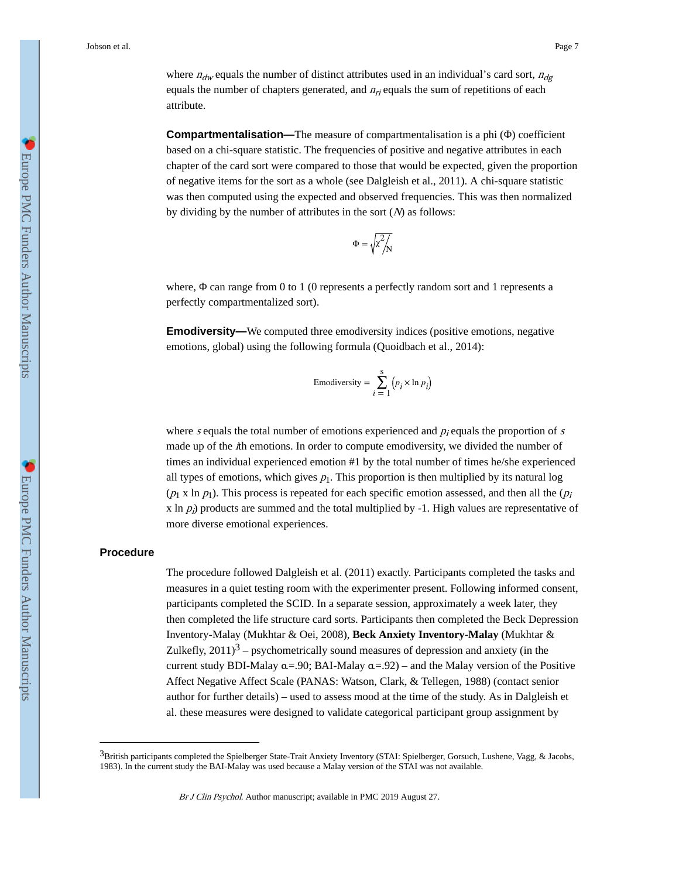where $n_{dw}$ equals the number of distinct attributes used in an individual's card sort, $n_{dg}$ equals the number of chapters generated, and $n_{ri}$ equals the sum of repetitions of each attribute.

**Compartmentalisation—**The measure of compartmentalisation is a phi (Φ) coefficient based on a chi-square statistic. The frequencies of positive and negative attributes in each chapter of the card sort were compared to those that would be expected, given the proportion of negative items for the sort as a whole (see Dalgleish et al., 2011). A chi-square statistic was then computed using the expected and observed frequencies. This was then normalized by dividing by the number of attributes in the sort (*N*) as follows:

$$\Phi = \sqrt{\chi^2 / N}$$

where, Φ can range from 0 to 1 (0 represents a perfectly random sort and 1 represents a perfectly compartmentalized sort).

**Emodiversity—**We computed three emodiversity indices (positive emotions, negative emotions, global) using the following formula (Quoidbach et al., 2014):

$$\text{Emodiversity} = \sum_{i=1}^{s} \left(p_i \times \ln p_i\right)$$

where $s$ equals the total number of emotions experienced and $p_i$ equals the proportion of $s$ made up of the $i$th emotions. In order to compute emodiversity, we divided the number of times an individual experienced emotion #1 by the total number of times he/she experienced all types of emotions, which gives $p_1$. This proportion is then multiplied by its natural log ($p_1$ x ln $p_1$). This process is repeated for each specific emotion assessed, and then all the ($p_i$ x ln $p_i$) products are summed and the total multiplied by -1. High values are representative of more diverse emotional experiences.

## Procedure

The procedure followed Dalgleish et al. (2011) exactly. Participants completed the tasks and measures in a quiet testing room with the experimenter present. Following informed consent, participants completed the SCID. In a separate session, approximately a week later, they then completed the life structure card sorts. Participants then completed the Beck Depression Inventory-Malay (Mukhtar & Oei, 2008), **Beck Anxiety Inventory-Malay** (Mukhtar & Zulkefly, 2011)[3] – psychometrically sound measures of depression and anxiety (in the current study BDI-Malay α=.90; BAI-Malay α=.92) – and the Malay version of the Positive Affect Negative Affect Scale (PANAS: Watson, Clark, & Tellegen, 1988) (contact senior author for further details) – used to assess mood at the time of the study. As in Dalgleish et al. these measures were designed to validate categorical participant group assignment by

---

[3]British participants completed the Spielberger State-Trait Anxiety Inventory (STAI: Spielberger, Gorsuch, Lushene, Vagg, & Jacobs, 1983). In the current study the BAI-Malay was used because a Malay version of the STAI was not available.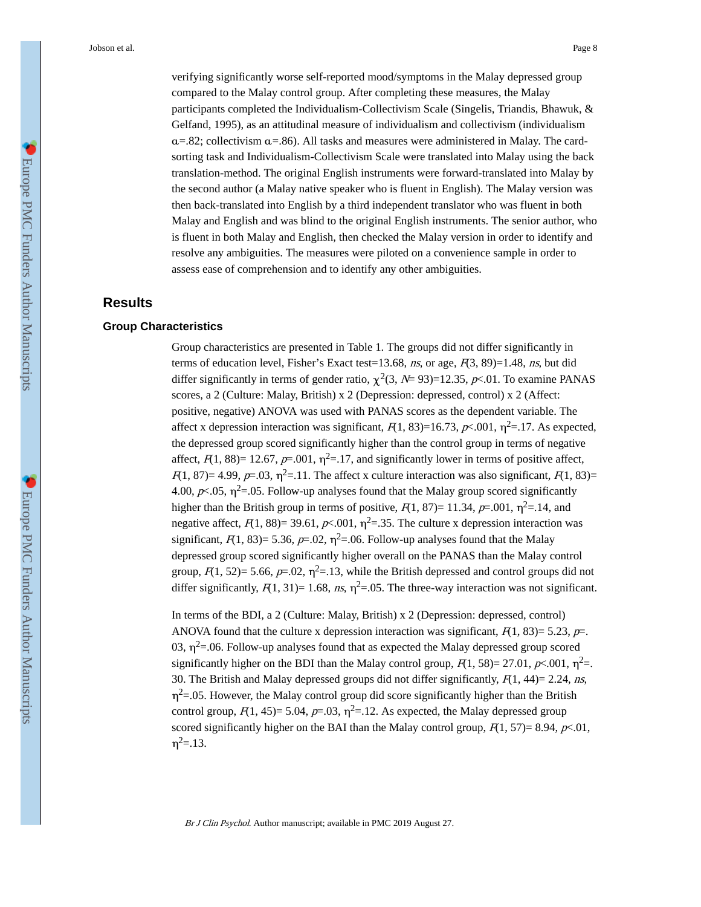verifying significantly worse self-reported mood/symptoms in the Malay depressed group compared to the Malay control group. After completing these measures, the Malay participants completed the Individualism-Collectivism Scale (Singelis, Triandis, Bhawuk, & Gelfand, 1995), as an attitudinal measure of individualism and collectivism (individualism $\alpha$=.82; collectivism $\alpha$=.86). All tasks and measures were administered in Malay. The card-sorting task and Individualism-Collectivism Scale were translated into Malay using the back translation-method. The original English instruments were forward-translated into Malay by the second author (a Malay native speaker who is fluent in English). The Malay version was then back-translated into English by a third independent translator who was fluent in both Malay and English and was blind to the original English instruments. The senior author, who is fluent in both Malay and English, then checked the Malay version in order to identify and resolve any ambiguities. The measures were piloted on a convenience sample in order to assess ease of comprehension and to identify any other ambiguities.

## Results

### Group Characteristics

Group characteristics are presented in Table 1. The groups did not differ significantly in terms of education level, Fisher's Exact test=13.68, *ns*, or age, $F(3, 89)=1.48$, *ns*, but did differ significantly in terms of gender ratio, $\chi^2(3, N= 93)=12.35$, $p<.01$. To examine PANAS scores, a 2 (Culture: Malay, British) x 2 (Depression: depressed, control) x 2 (Affect: positive, negative) ANOVA was used with PANAS scores as the dependent variable. The affect x depression interaction was significant, $F(1, 83)=16.73$, $p<.001$, $\eta^2=.17$. As expected, the depressed group scored significantly higher than the control group in terms of negative affect, $F(1, 88)= 12.67$, $p=.001$, $\eta^2=.17$, and significantly lower in terms of positive affect, $F(1, 87)= 4.99$, $p=.03$, $\eta^2=.11$. The affect x culture interaction was also significant, $F(1, 83)= 4.00$, $p<.05$, $\eta^2=.05$. Follow-up analyses found that the Malay group scored significantly higher than the British group in terms of positive, $F(1, 87)= 11.34$, $p=.001$, $\eta^2=.14$, and negative affect, $F(1, 88)= 39.61$, $p<.001$, $\eta^2=.35$. The culture x depression interaction was significant, $F(1, 83)= 5.36$, $p=.02$, $\eta^2=.06$. Follow-up analyses found that the Malay depressed group scored significantly higher overall on the PANAS than the Malay control group, $F(1, 52)= 5.66$, $p=.02$, $\eta^2=.13$, while the British depressed and control groups did not differ significantly, $F(1, 31)= 1.68$, *ns*, $\eta^2=.05$. The three-way interaction was not significant.

In terms of the BDI, a 2 (Culture: Malay, British) x 2 (Depression: depressed, control) ANOVA found that the culture x depression interaction was significant, $F(1, 83)= 5.23$, $p=.03$, $\eta^2=.06$. Follow-up analyses found that as expected the Malay depressed group scored significantly higher on the BDI than the Malay control group, $F(1, 58)= 27.01$, $p<.001$, $\eta^2=.30$. The British and Malay depressed groups did not differ significantly, $F(1, 44)= 2.24$, *ns*, $\eta^2=.05$. However, the Malay control group did score significantly higher than the British control group, $F(1, 45)= 5.04$, $p=.03$, $\eta^2=.12$. As expected, the Malay depressed group scored significantly higher on the BAI than the Malay control group, $F(1, 57)= 8.94$, $p<.01$, $\eta^2=.13$.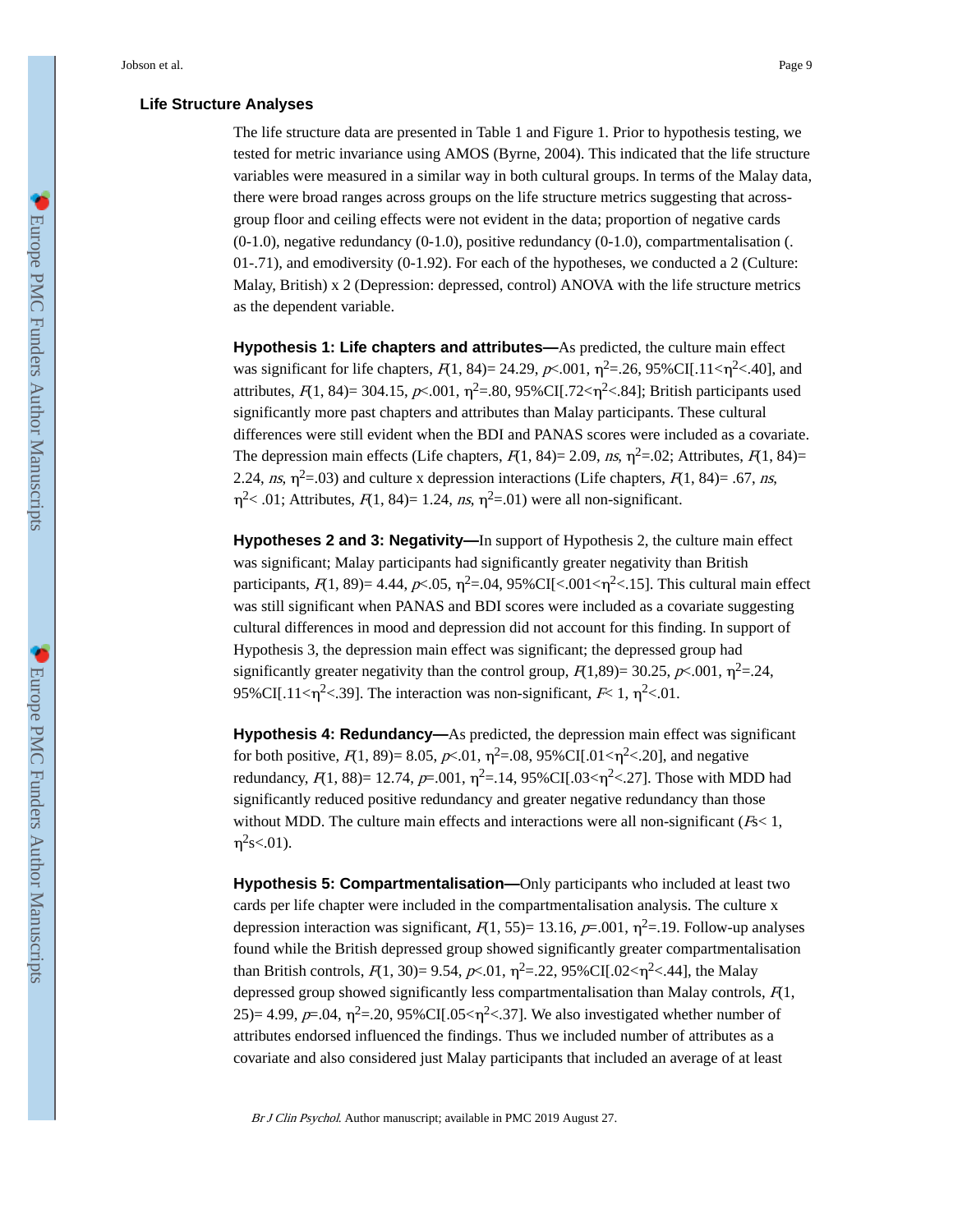## Life Structure Analyses

The life structure data are presented in Table 1 and Figure 1. Prior to hypothesis testing, we tested for metric invariance using AMOS (Byrne, 2004). This indicated that the life structure variables were measured in a similar way in both cultural groups. In terms of the Malay data, there were broad ranges across groups on the life structure metrics suggesting that across-group floor and ceiling effects were not evident in the data; proportion of negative cards (0-1.0), negative redundancy (0-1.0), positive redundancy (0-1.0), compartmentalisation (.01-.71), and emodiversity (0-1.92). For each of the hypotheses, we conducted a 2 (Culture: Malay, British) x 2 (Depression: depressed, control) ANOVA with the life structure metrics as the dependent variable.

**Hypothesis 1: Life chapters and attributes—**As predicted, the culture main effect was significant for life chapters, $F(1, 84)= 24.29$, $p<.001$, $\eta^2=.26$, 95%CI[$.11<\eta^2<.40$], and attributes, $F(1, 84)= 304.15$, $p<.001$, $\eta^2=.80$, 95%CI[$.72<\eta^2<.84$]; British participants used significantly more past chapters and attributes than Malay participants. These cultural differences were still evident when the BDI and PANAS scores were included as a covariate. The depression main effects (Life chapters, $F(1, 84)= 2.09$, *ns*, $\eta^2=.02$; Attributes, $F(1, 84)= 2.24$, *ns*, $\eta^2=.03$) and culture x depression interactions (Life chapters, $F(1, 84)= .67$, *ns*, $\eta^2< .01$; Attributes, $F(1, 84)= 1.24$, *ns*, $\eta^2=.01$) were all non-significant.

**Hypotheses 2 and 3: Negativity—**In support of Hypothesis 2, the culture main effect was significant; Malay participants had significantly greater negativity than British participants, $F(1, 89)= 4.44$, $p<.05$, $\eta^2=.04$, 95%CI[$<.001<\eta^2<.15$]. This cultural main effect was still significant when PANAS and BDI scores were included as a covariate suggesting cultural differences in mood and depression did not account for this finding. In support of Hypothesis 3, the depression main effect was significant; the depressed group had significantly greater negativity than the control group, $F(1,89)= 30.25$, $p<.001$, $\eta^2=.24$, 95%CI[$.11<\eta^2<.39$]. The interaction was non-significant, $F< 1$, $\eta^2<.01$.

**Hypothesis 4: Redundancy—**As predicted, the depression main effect was significant for both positive, $F(1, 89)= 8.05$, $p<.01$, $\eta^2=.08$, 95%CI[$.01<\eta^2<.20$], and negative redundancy, $F(1, 88)= 12.74$, $p=.001$, $\eta^2=.14$, 95%CI[$.03<\eta^2<.27$]. Those with MDD had significantly reduced positive redundancy and greater negative redundancy than those without MDD. The culture main effects and interactions were all non-significant ($F$s< 1, $\eta^2$s<.01).

**Hypothesis 5: Compartmentalisation—**Only participants who included at least two cards per life chapter were included in the compartmentalisation analysis. The culture x depression interaction was significant, $F(1, 55)= 13.16$, $p=.001$, $\eta^2=.19$. Follow-up analyses found while the British depressed group showed significantly greater compartmentalisation than British controls, $F(1, 30)= 9.54$, $p<.01$, $\eta^2=.22$, 95%CI[$.02<\eta^2<.44$], the Malay depressed group showed significantly less compartmentalisation than Malay controls, $F(1, 25)= 4.99$, $p=.04$, $\eta^2=.20$, 95%CI[$.05<\eta^2<.37$]. We also investigated whether number of attributes endorsed influenced the findings. Thus we included number of attributes as a covariate and also considered just Malay participants that included an average of at least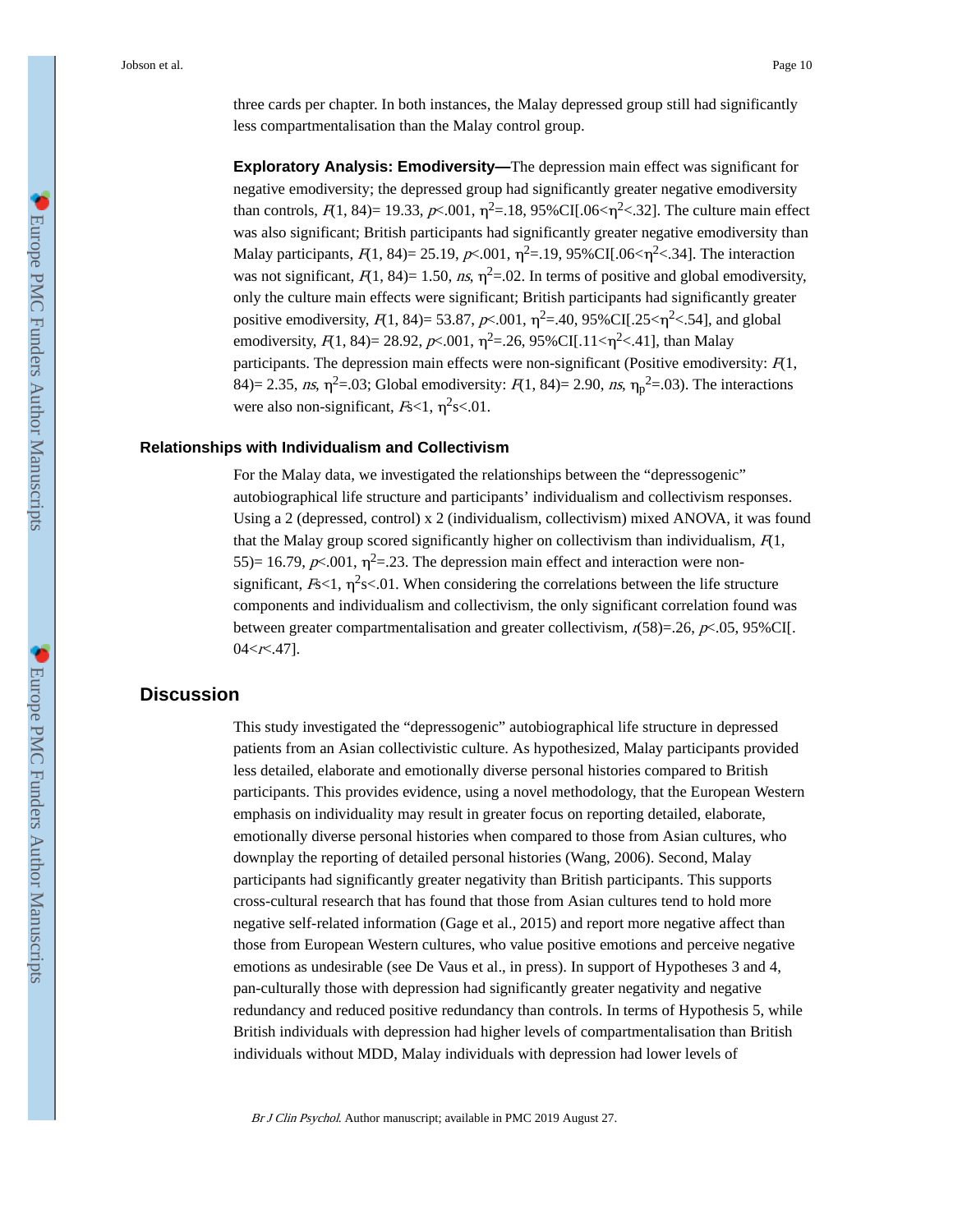three cards per chapter. In both instances, the Malay depressed group still had significantly less compartmentalisation than the Malay control group.

**Exploratory Analysis: Emodiversity—**The depression main effect was significant for negative emodiversity; the depressed group had significantly greater negative emodiversity than controls, $F(1, 84)= 19.33$, $p<.001$, $\eta^2=.18$, 95%CI[$.06<\eta^2<.32$]. The culture main effect was also significant; British participants had significantly greater negative emodiversity than Malay participants, $F(1, 84)= 25.19$, $p<.001$, $\eta^2=.19$, 95%CI[$.06<\eta^2<.34$]. The interaction was not significant, $F(1, 84)= 1.50$, *ns*, $\eta^2=.02$. In terms of positive and global emodiversity, only the culture main effects were significant; British participants had significantly greater positive emodiversity, $F(1, 84)= 53.87$, $p<.001$, $\eta^2=.40$, 95%CI[$.25<\eta^2<.54$], and global emodiversity, $F(1, 84)= 28.92$, $p<.001$, $\eta^2=.26$, 95%CI[$.11<\eta^2<.41$], than Malay participants. The depression main effects were non-significant (Positive emodiversity: $F(1, 84)= 2.35$, *ns*, $\eta^2=.03$; Global emodiversity: $F(1, 84)= 2.90$, *ns*, $\eta_p{}^2=.03$). The interactions were also non-significant, $F$s<1, $\eta^2$s<.01.

### Relationships with Individualism and Collectivism

For the Malay data, we investigated the relationships between the "depressogenic" autobiographical life structure and participants' individualism and collectivism responses. Using a 2 (depressed, control) x 2 (individualism, collectivism) mixed ANOVA, it was found that the Malay group scored significantly higher on collectivism than individualism, $F(1, 55)= 16.79$, $p<.001$, $\eta^2=.23$. The depression main effect and interaction were non-significant, $F$s<1, $\eta^2$s<.01. When considering the correlations between the life structure components and individualism and collectivism, the only significant correlation found was between greater compartmentalisation and greater collectivism, $r(58)=.26$, $p<.05$, 95%CI[$.04<r<.47$].

## Discussion

This study investigated the "depressogenic" autobiographical life structure in depressed patients from an Asian collectivistic culture. As hypothesized, Malay participants provided less detailed, elaborate and emotionally diverse personal histories compared to British participants. This provides evidence, using a novel methodology, that the European Western emphasis on individuality may result in greater focus on reporting detailed, elaborate, emotionally diverse personal histories when compared to those from Asian cultures, who downplay the reporting of detailed personal histories (Wang, 2006). Second, Malay participants had significantly greater negativity than British participants. This supports cross-cultural research that has found that those from Asian cultures tend to hold more negative self-related information (Gage et al., 2015) and report more negative affect than those from European Western cultures, who value positive emotions and perceive negative emotions as undesirable (see De Vaus et al., in press). In support of Hypotheses 3 and 4, pan-culturally those with depression had significantly greater negativity and negative redundancy and reduced positive redundancy than controls. In terms of Hypothesis 5, while British individuals with depression had higher levels of compartmentalisation than British individuals without MDD, Malay individuals with depression had lower levels of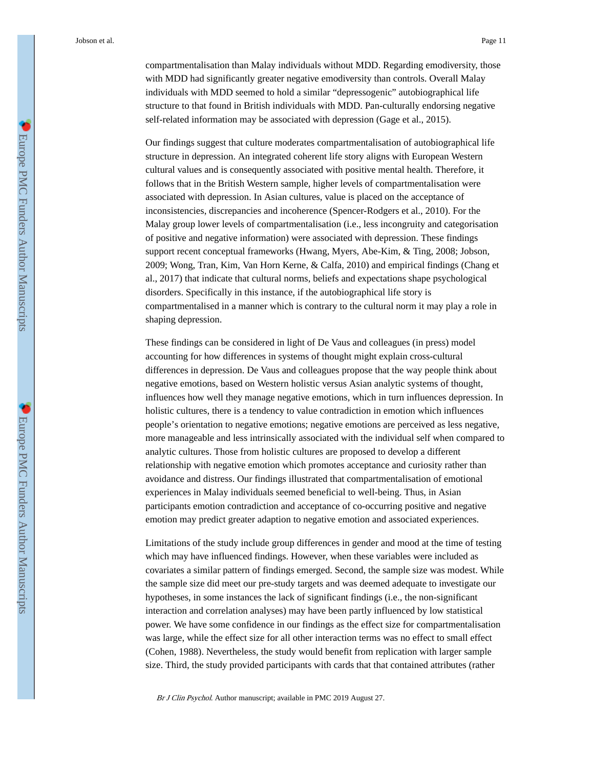compartmentalisation than Malay individuals without MDD. Regarding emodiversity, those with MDD had significantly greater negative emodiversity than controls. Overall Malay individuals with MDD seemed to hold a similar "depressogenic" autobiographical life structure to that found in British individuals with MDD. Pan-culturally endorsing negative self-related information may be associated with depression (Gage et al., 2015).

Our findings suggest that culture moderates compartmentalisation of autobiographical life structure in depression. An integrated coherent life story aligns with European Western cultural values and is consequently associated with positive mental health. Therefore, it follows that in the British Western sample, higher levels of compartmentalisation were associated with depression. In Asian cultures, value is placed on the acceptance of inconsistencies, discrepancies and incoherence (Spencer-Rodgers et al., 2010). For the Malay group lower levels of compartmentalisation (i.e., less incongruity and categorisation of positive and negative information) were associated with depression. These findings support recent conceptual frameworks (Hwang, Myers, Abe-Kim, & Ting, 2008; Jobson, 2009; Wong, Tran, Kim, Van Horn Kerne, & Calfa, 2010) and empirical findings (Chang et al., 2017) that indicate that cultural norms, beliefs and expectations shape psychological disorders. Specifically in this instance, if the autobiographical life story is compartmentalised in a manner which is contrary to the cultural norm it may play a role in shaping depression.

These findings can be considered in light of De Vaus and colleagues (in press) model accounting for how differences in systems of thought might explain cross-cultural differences in depression. De Vaus and colleagues propose that the way people think about negative emotions, based on Western holistic versus Asian analytic systems of thought, influences how well they manage negative emotions, which in turn influences depression. In holistic cultures, there is a tendency to value contradiction in emotion which influences people's orientation to negative emotions; negative emotions are perceived as less negative, more manageable and less intrinsically associated with the individual self when compared to analytic cultures. Those from holistic cultures are proposed to develop a different relationship with negative emotion which promotes acceptance and curiosity rather than avoidance and distress. Our findings illustrated that compartmentalisation of emotional experiences in Malay individuals seemed beneficial to well-being. Thus, in Asian participants emotion contradiction and acceptance of co-occurring positive and negative emotion may predict greater adaption to negative emotion and associated experiences.

Limitations of the study include group differences in gender and mood at the time of testing which may have influenced findings. However, when these variables were included as covariates a similar pattern of findings emerged. Second, the sample size was modest. While the sample size did meet our pre-study targets and was deemed adequate to investigate our hypotheses, in some instances the lack of significant findings (i.e., the non-significant interaction and correlation analyses) may have been partly influenced by low statistical power. We have some confidence in our findings as the effect size for compartmentalisation was large, while the effect size for all other interaction terms was no effect to small effect (Cohen, 1988). Nevertheless, the study would benefit from replication with larger sample size. Third, the study provided participants with cards that that contained attributes (rather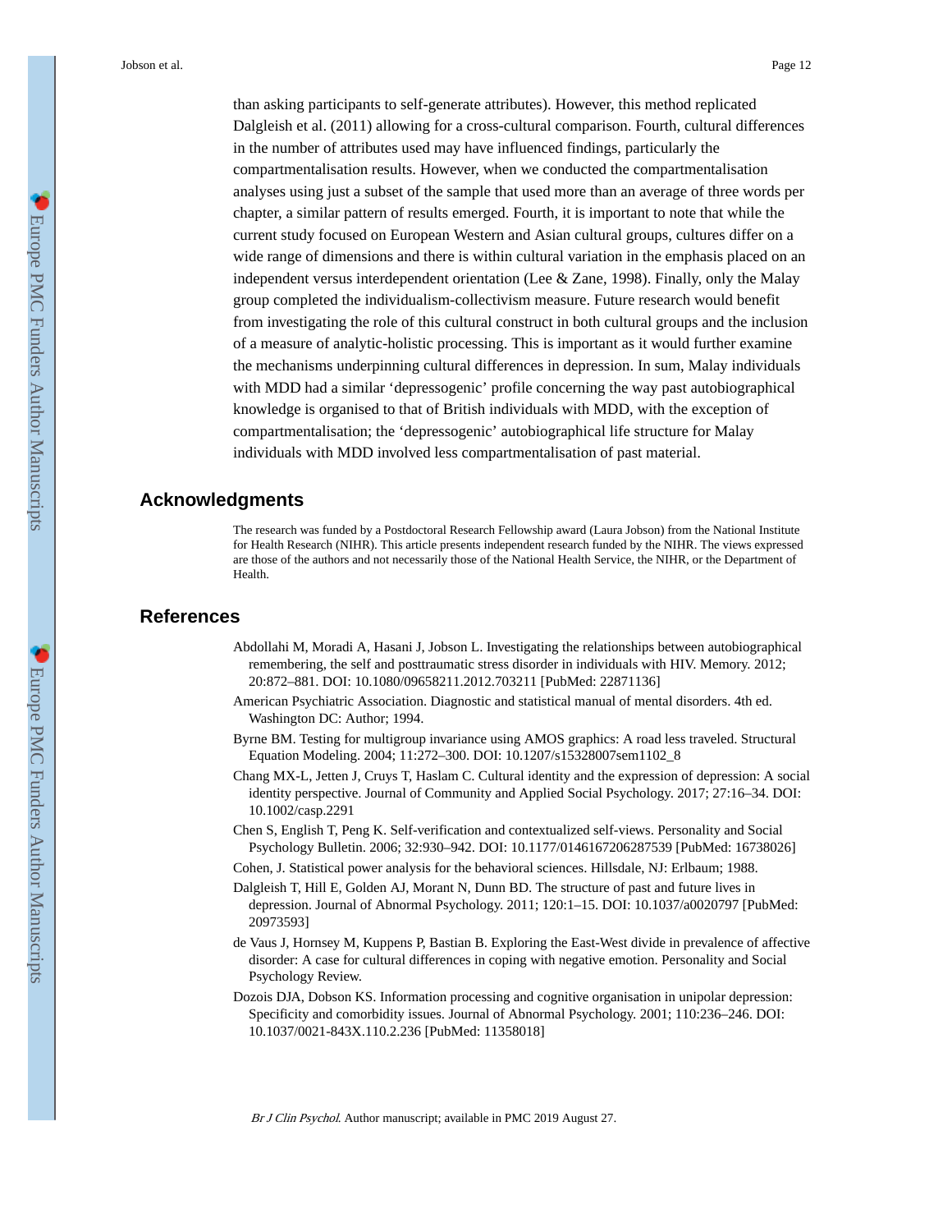than asking participants to self-generate attributes). However, this method replicated Dalgleish et al. (2011) allowing for a cross-cultural comparison. Fourth, cultural differences in the number of attributes used may have influenced findings, particularly the compartmentalisation results. However, when we conducted the compartmentalisation analyses using just a subset of the sample that used more than an average of three words per chapter, a similar pattern of results emerged. Fourth, it is important to note that while the current study focused on European Western and Asian cultural groups, cultures differ on a wide range of dimensions and there is within cultural variation in the emphasis placed on an independent versus interdependent orientation (Lee & Zane, 1998). Finally, only the Malay group completed the individualism-collectivism measure. Future research would benefit from investigating the role of this cultural construct in both cultural groups and the inclusion of a measure of analytic-holistic processing. This is important as it would further examine the mechanisms underpinning cultural differences in depression. In sum, Malay individuals with MDD had a similar 'depressogenic' profile concerning the way past autobiographical knowledge is organised to that of British individuals with MDD, with the exception of compartmentalisation; the 'depressogenic' autobiographical life structure for Malay individuals with MDD involved less compartmentalisation of past material.

## Acknowledgments

The research was funded by a Postdoctoral Research Fellowship award (Laura Jobson) from the National Institute for Health Research (NIHR). This article presents independent research funded by the NIHR. The views expressed are those of the authors and not necessarily those of the National Health Service, the NIHR, or the Department of Health.

## References

Abdollahi M, Moradi A, Hasani J, Jobson L. Investigating the relationships between autobiographical remembering, the self and posttraumatic stress disorder in individuals with HIV. Memory. 2012; 20:872–881. DOI: 10.1080/09658211.2012.703211 [PubMed: 22871136]

American Psychiatric Association. Diagnostic and statistical manual of mental disorders. 4th ed. Washington DC: Author; 1994.

Byrne BM. Testing for multigroup invariance using AMOS graphics: A road less traveled. Structural Equation Modeling. 2004; 11:272–300. DOI: 10.1207/s15328007sem1102_8

Chang MX-L, Jetten J, Cruys T, Haslam C. Cultural identity and the expression of depression: A social identity perspective. Journal of Community and Applied Social Psychology. 2017; 27:16–34. DOI: 10.1002/casp.2291

Chen S, English T, Peng K. Self-verification and contextualized self-views. Personality and Social Psychology Bulletin. 2006; 32:930–942. DOI: 10.1177/0146167206287539 [PubMed: 16738026]

Cohen, J. Statistical power analysis for the behavioral sciences. Hillsdale, NJ: Erlbaum; 1988.

Dalgleish T, Hill E, Golden AJ, Morant N, Dunn BD. The structure of past and future lives in depression. Journal of Abnormal Psychology. 2011; 120:1–15. DOI: 10.1037/a0020797 [PubMed: 20973593]

de Vaus J, Hornsey M, Kuppens P, Bastian B. Exploring the East-West divide in prevalence of affective disorder: A case for cultural differences in coping with negative emotion. Personality and Social Psychology Review.

Dozois DJA, Dobson KS. Information processing and cognitive organisation in unipolar depression: Specificity and comorbidity issues. Journal of Abnormal Psychology. 2001; 110:236–246. DOI: 10.1037/0021-843X.110.2.236 [PubMed: 11358018]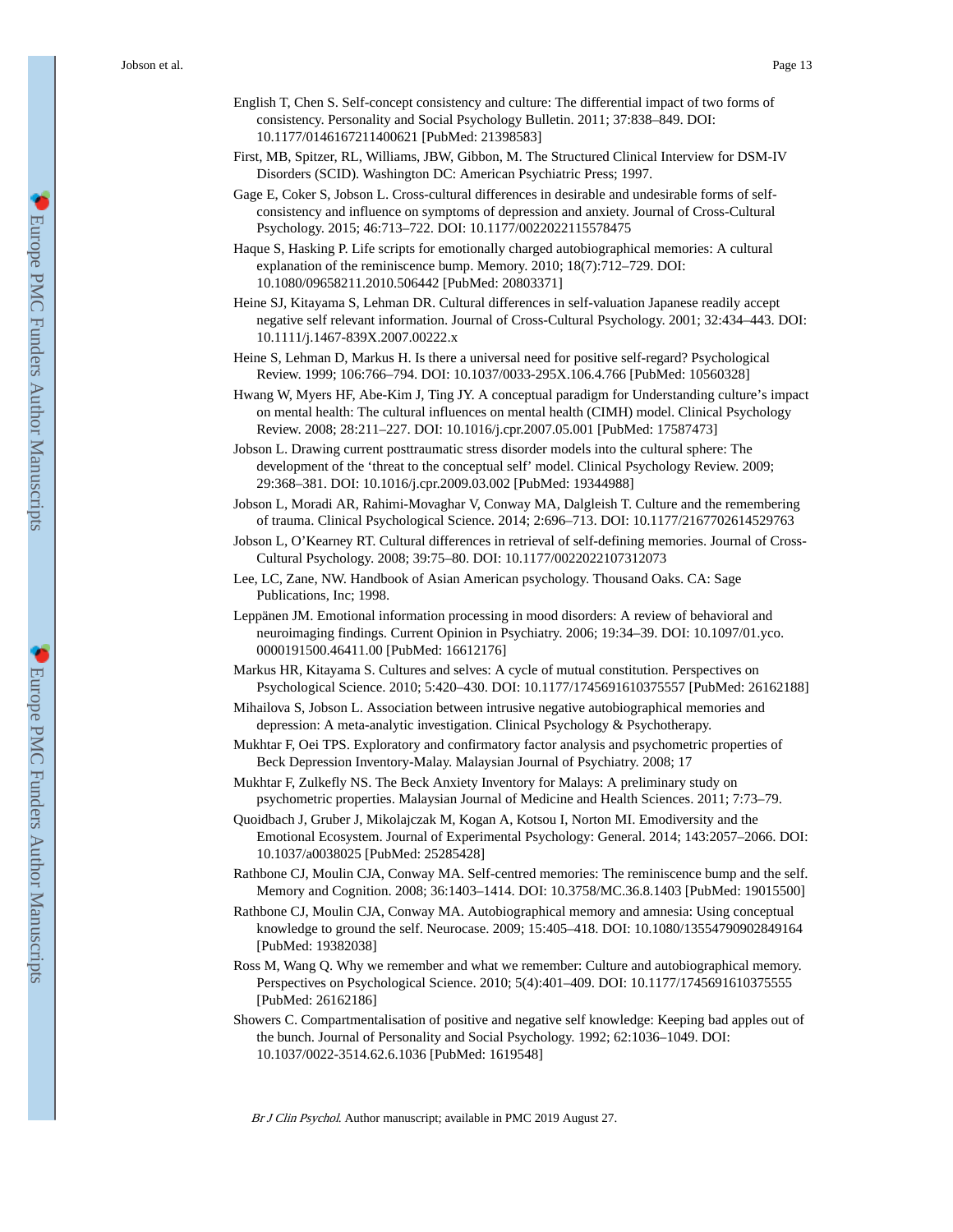English T, Chen S. Self-concept consistency and culture: The differential impact of two forms of consistency. Personality and Social Psychology Bulletin. 2011; 37:838–849. DOI: 10.1177/0146167211400621 [PubMed: 21398583]

First, MB, Spitzer, RL, Williams, JBW, Gibbon, M. The Structured Clinical Interview for DSM-IV Disorders (SCID). Washington DC: American Psychiatric Press; 1997.

Gage E, Coker S, Jobson L. Cross-cultural differences in desirable and undesirable forms of self-consistency and influence on symptoms of depression and anxiety. Journal of Cross-Cultural Psychology. 2015; 46:713–722. DOI: 10.1177/0022022115578475

Haque S, Hasking P. Life scripts for emotionally charged autobiographical memories: A cultural explanation of the reminiscence bump. Memory. 2010; 18(7):712–729. DOI: 10.1080/09658211.2010.506442 [PubMed: 20803371]

Heine SJ, Kitayama S, Lehman DR. Cultural differences in self-valuation Japanese readily accept negative self relevant information. Journal of Cross-Cultural Psychology. 2001; 32:434–443. DOI: 10.1111/j.1467-839X.2007.00222.x

Heine S, Lehman D, Markus H. Is there a universal need for positive self-regard? Psychological Review. 1999; 106:766–794. DOI: 10.1037/0033-295X.106.4.766 [PubMed: 10560328]

Hwang W, Myers HF, Abe-Kim J, Ting JY. A conceptual paradigm for Understanding culture's impact on mental health: The cultural influences on mental health (CIMH) model. Clinical Psychology Review. 2008; 28:211–227. DOI: 10.1016/j.cpr.2007.05.001 [PubMed: 17587473]

Jobson L. Drawing current posttraumatic stress disorder models into the cultural sphere: The development of the 'threat to the conceptual self' model. Clinical Psychology Review. 2009; 29:368–381. DOI: 10.1016/j.cpr.2009.03.002 [PubMed: 19344988]

Jobson L, Moradi AR, Rahimi-Movaghar V, Conway MA, Dalgleish T. Culture and the remembering of trauma. Clinical Psychological Science. 2014; 2:696–713. DOI: 10.1177/2167702614529763

Jobson L, O'Kearney RT. Cultural differences in retrieval of self-defining memories. Journal of Cross-Cultural Psychology. 2008; 39:75–80. DOI: 10.1177/0022022107312073

Lee, LC, Zane, NW. Handbook of Asian American psychology. Thousand Oaks. CA: Sage Publications, Inc; 1998.

Leppänen JM. Emotional information processing in mood disorders: A review of behavioral and neuroimaging findings. Current Opinion in Psychiatry. 2006; 19:34–39. DOI: 10.1097/01.yco.0000191500.46411.00 [PubMed: 16612176]

Markus HR, Kitayama S. Cultures and selves: A cycle of mutual constitution. Perspectives on Psychological Science. 2010; 5:420–430. DOI: 10.1177/1745691610375557 [PubMed: 26162188]

Mihailova S, Jobson L. Association between intrusive negative autobiographical memories and depression: A meta-analytic investigation. Clinical Psychology & Psychotherapy.

Mukhtar F, Oei TPS. Exploratory and confirmatory factor analysis and psychometric properties of Beck Depression Inventory-Malay. Malaysian Journal of Psychiatry. 2008; 17

Mukhtar F, Zulkefly NS. The Beck Anxiety Inventory for Malays: A preliminary study on psychometric properties. Malaysian Journal of Medicine and Health Sciences. 2011; 7:73–79.

Quoidbach J, Gruber J, Mikolajczak M, Kogan A, Kotsou I, Norton MI. Emodiversity and the Emotional Ecosystem. Journal of Experimental Psychology: General. 2014; 143:2057–2066. DOI: 10.1037/a0038025 [PubMed: 25285428]

Rathbone CJ, Moulin CJA, Conway MA. Self-centred memories: The reminiscence bump and the self. Memory and Cognition. 2008; 36:1403–1414. DOI: 10.3758/MC.36.8.1403 [PubMed: 19015500]

Rathbone CJ, Moulin CJA, Conway MA. Autobiographical memory and amnesia: Using conceptual knowledge to ground the self. Neurocase. 2009; 15:405–418. DOI: 10.1080/13554790902849164 [PubMed: 19382038]

Ross M, Wang Q. Why we remember and what we remember: Culture and autobiographical memory. Perspectives on Psychological Science. 2010; 5(4):401–409. DOI: 10.1177/1745691610375555 [PubMed: 26162186]

Showers C. Compartmentalisation of positive and negative self knowledge: Keeping bad apples out of the bunch. Journal of Personality and Social Psychology. 1992; 62:1036–1049. DOI: 10.1037/0022-3514.62.6.1036 [PubMed: 1619548]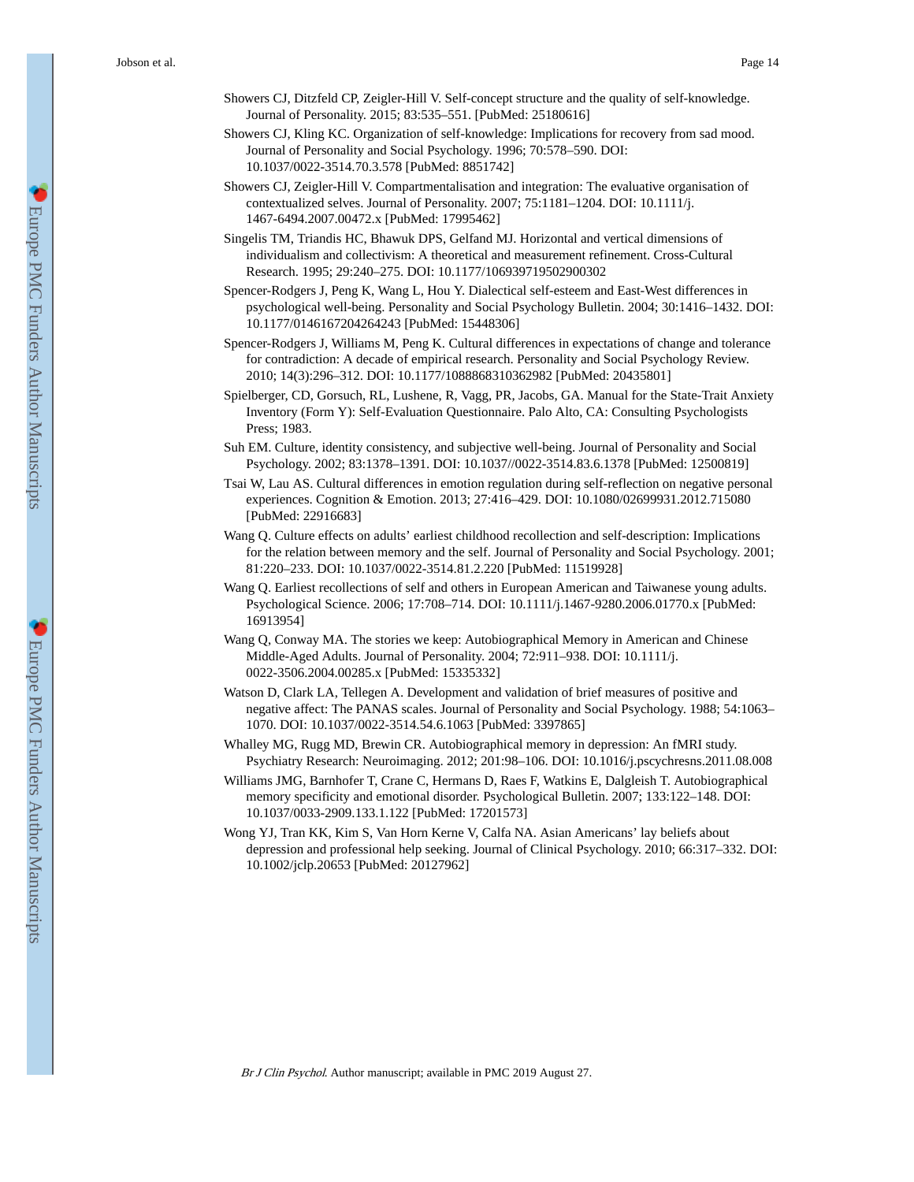Showers CJ, Ditzfeld CP, Zeigler-Hill V. Self-concept structure and the quality of self-knowledge. Journal of Personality. 2015; 83:535–551. [PubMed: 25180616]

Showers CJ, Kling KC. Organization of self-knowledge: Implications for recovery from sad mood. Journal of Personality and Social Psychology. 1996; 70:578–590. DOI: 10.1037/0022-3514.70.3.578 [PubMed: 8851742]

Showers CJ, Zeigler-Hill V. Compartmentalisation and integration: The evaluative organisation of contextualized selves. Journal of Personality. 2007; 75:1181–1204. DOI: 10.1111/j.1467-6494.2007.00472.x [PubMed: 17995462]

Singelis TM, Triandis HC, Bhawuk DPS, Gelfand MJ. Horizontal and vertical dimensions of individualism and collectivism: A theoretical and measurement refinement. Cross-Cultural Research. 1995; 29:240–275. DOI: 10.1177/106939719502900302

Spencer-Rodgers J, Peng K, Wang L, Hou Y. Dialectical self-esteem and East-West differences in psychological well-being. Personality and Social Psychology Bulletin. 2004; 30:1416–1432. DOI: 10.1177/0146167204264243 [PubMed: 15448306]

Spencer-Rodgers J, Williams M, Peng K. Cultural differences in expectations of change and tolerance for contradiction: A decade of empirical research. Personality and Social Psychology Review. 2010; 14(3):296–312. DOI: 10.1177/1088868310362982 [PubMed: 20435801]

Spielberger, CD, Gorsuch, RL, Lushene, R, Vagg, PR, Jacobs, GA. Manual for the State-Trait Anxiety Inventory (Form Y): Self-Evaluation Questionnaire. Palo Alto, CA: Consulting Psychologists Press; 1983.

Suh EM. Culture, identity consistency, and subjective well-being. Journal of Personality and Social Psychology. 2002; 83:1378–1391. DOI: 10.1037//0022-3514.83.6.1378 [PubMed: 12500819]

Tsai W, Lau AS. Cultural differences in emotion regulation during self-reflection on negative personal experiences. Cognition & Emotion. 2013; 27:416–429. DOI: 10.1080/02699931.2012.715080 [PubMed: 22916683]

Wang Q. Culture effects on adults' earliest childhood recollection and self-description: Implications for the relation between memory and the self. Journal of Personality and Social Psychology. 2001; 81:220–233. DOI: 10.1037/0022-3514.81.2.220 [PubMed: 11519928]

Wang Q. Earliest recollections of self and others in European American and Taiwanese young adults. Psychological Science. 2006; 17:708–714. DOI: 10.1111/j.1467-9280.2006.01770.x [PubMed: 16913954]

Wang Q, Conway MA. The stories we keep: Autobiographical Memory in American and Chinese Middle-Aged Adults. Journal of Personality. 2004; 72:911–938. DOI: 10.1111/j.0022-3506.2004.00285.x [PubMed: 15335332]

Watson D, Clark LA, Tellegen A. Development and validation of brief measures of positive and negative affect: The PANAS scales. Journal of Personality and Social Psychology. 1988; 54:1063–1070. DOI: 10.1037/0022-3514.54.6.1063 [PubMed: 3397865]

Whalley MG, Rugg MD, Brewin CR. Autobiographical memory in depression: An fMRI study. Psychiatry Research: Neuroimaging. 2012; 201:98–106. DOI: 10.1016/j.pscychresns.2011.08.008

Williams JMG, Barnhofer T, Crane C, Hermans D, Raes F, Watkins E, Dalgleish T. Autobiographical memory specificity and emotional disorder. Psychological Bulletin. 2007; 133:122–148. DOI: 10.1037/0033-2909.133.1.122 [PubMed: 17201573]

Wong YJ, Tran KK, Kim S, Van Horn Kerne V, Calfa NA. Asian Americans' lay beliefs about depression and professional help seeking. Journal of Clinical Psychology. 2010; 66:317–332. DOI: 10.1002/jclp.20653 [PubMed: 20127962]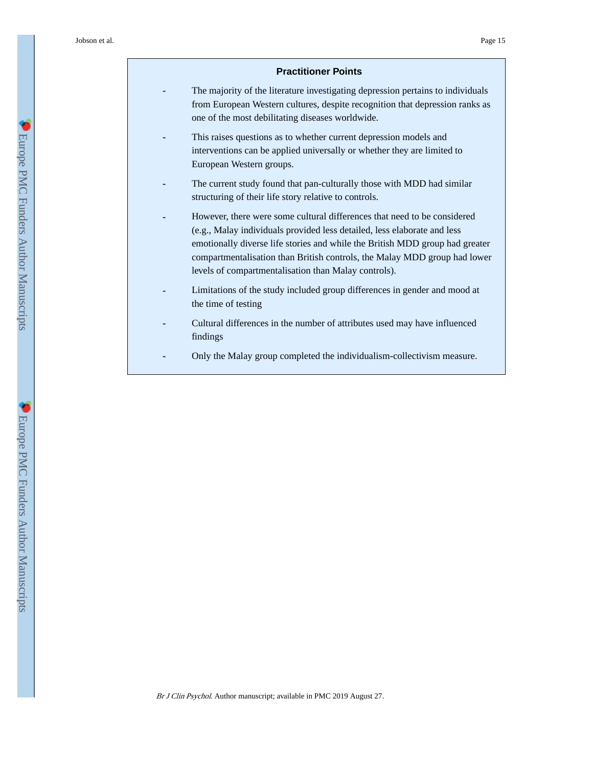### Practitioner Points

- The majority of the literature investigating depression pertains to individuals from European Western cultures, despite recognition that depression ranks as one of the most debilitating diseases worldwide.
- This raises questions as to whether current depression models and interventions can be applied universally or whether they are limited to European Western groups.
- The current study found that pan-culturally those with MDD had similar structuring of their life story relative to controls.
- However, there were some cultural differences that need to be considered (e.g., Malay individuals provided less detailed, less elaborate and less emotionally diverse life stories and while the British MDD group had greater compartmentalisation than British controls, the Malay MDD group had lower levels of compartmentalisation than Malay controls).
- Limitations of the study included group differences in gender and mood at the time of testing
- Cultural differences in the number of attributes used may have influenced findings
- Only the Malay group completed the individualism-collectivism measure.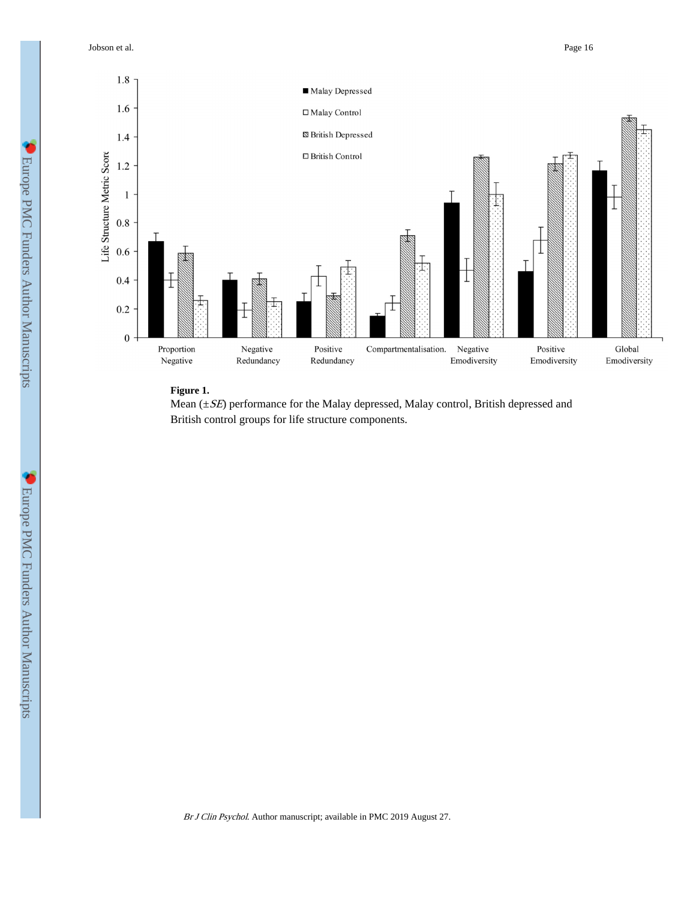**Figure 1.**

Mean (±*SE*) performance for the Malay depressed, Malay control, British depressed and British control groups for life structure components.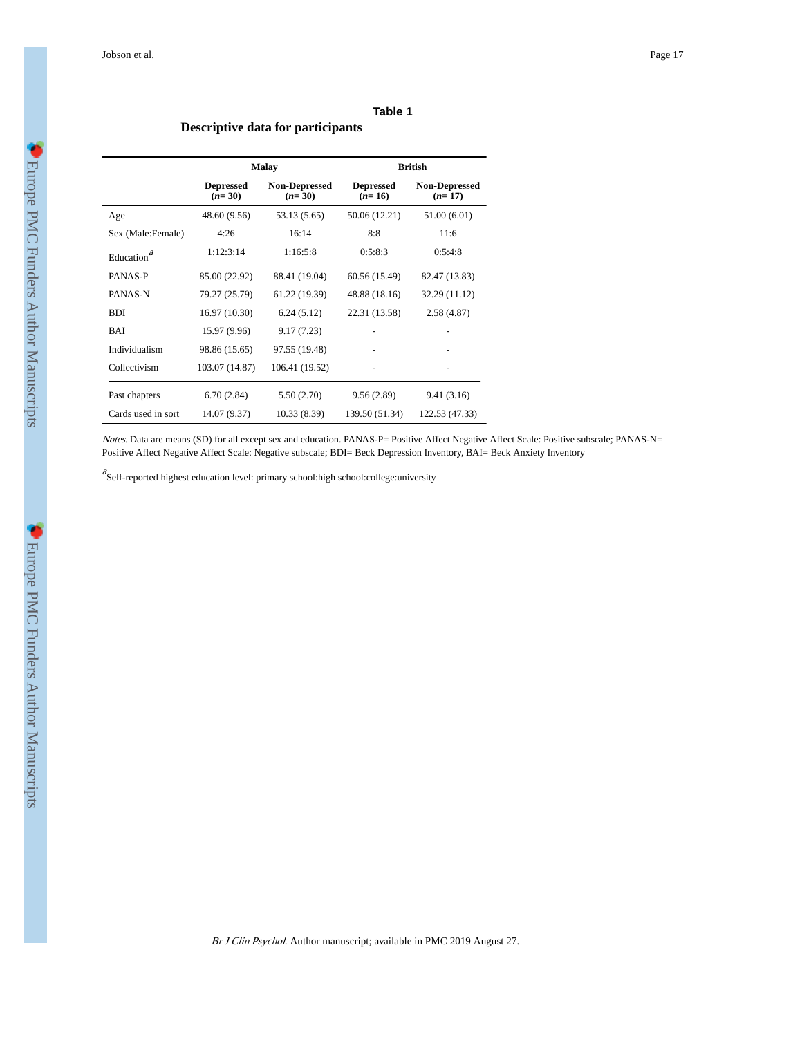## Table 1

### Descriptive data for participants

| | Malay | | British | |
|---|---|---|---|---|
| | **Depressed (*n*= 30)** | **Non-Depressed (*n*= 30)** | **Depressed (*n*= 16)** | **Non-Depressed (*n*= 17)** |
| Age | 48.60 (9.56) | 53.13 (5.65) | 50.06 (12.21) | 51.00 (6.01) |
| Sex (Male:Female) | 4:26 | 16:14 | 8:8 | 11:6 |
| Education[a] | 1:12:3:14 | 1:16:5:8 | 0:5:8:3 | 0:5:4:8 |
| PANAS-P | 85.00 (22.92) | 88.41 (19.04) | 60.56 (15.49) | 82.47 (13.83) |
| PANAS-N | 79.27 (25.79) | 61.22 (19.39) | 48.88 (18.16) | 32.29 (11.12) |
| BDI | 16.97 (10.30) | 6.24 (5.12) | 22.31 (13.58) | 2.58 (4.87) |
| BAI | 15.97 (9.96) | 9.17 (7.23) | - | - |
| Individualism | 98.86 (15.65) | 97.55 (19.48) | - | - |
| Collectivism | 103.07 (14.87) | 106.41 (19.52) | - | - |
| Past chapters | 6.70 (2.84) | 5.50 (2.70) | 9.56 (2.89) | 9.41 (3.16) |
| Cards used in sort | 14.07 (9.37) | 10.33 (8.39) | 139.50 (51.34) | 122.53 (47.33) |

*Notes*. Data are means (SD) for all except sex and education. PANAS-P= Positive Affect Negative Affect Scale: Positive subscale; PANAS-N= Positive Affect Negative Affect Scale: Negative subscale; BDI= Beck Depression Inventory, BAI= Beck Anxiety Inventory

[a]Self-reported highest education level: primary school:high school:college:university